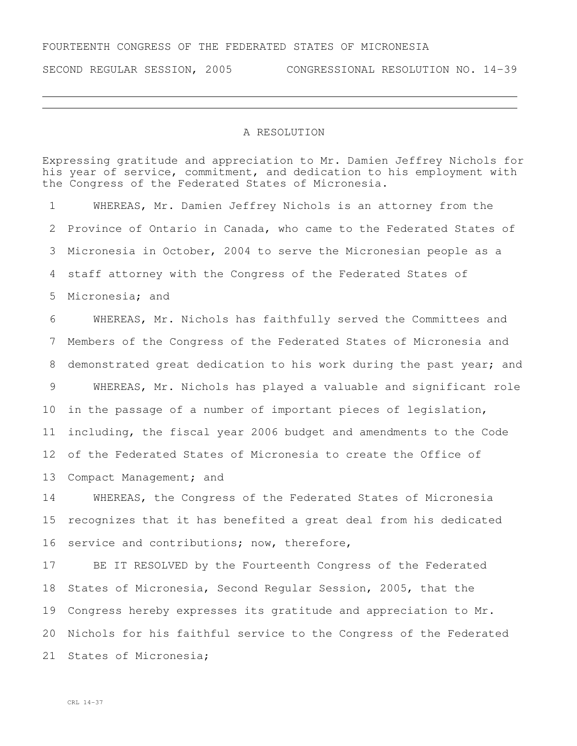FOURTEENTH CONGRESS OF THE FEDERATED STATES OF MICRONESIA

SECOND REGULAR SESSION, 2005 CONGRESSIONAL RESOLUTION NO. 14-39

---

A RESOLUTION

Expressing gratitude and appreciation to Mr. Damien Jeffrey Nichols for his year of service, commitment, and dedication to his employment with the Congress of the Federated States of Micronesia.

1 WHEREAS, Mr. Damien Jeffrey Nichols is an attorney from the
2 Province of Ontario in Canada, who came to the Federated States of
3 Micronesia in October, 2004 to serve the Micronesian people as a
4 staff attorney with the Congress of the Federated States of
5 Micronesia; and

6 WHEREAS, Mr. Nichols has faithfully served the Committees and
7 Members of the Congress of the Federated States of Micronesia and
8 demonstrated great dedication to his work during the past year; and

9 WHEREAS, Mr. Nichols has played a valuable and significant role
10 in the passage of a number of important pieces of legislation,
11 including, the fiscal year 2006 budget and amendments to the Code
12 of the Federated States of Micronesia to create the Office of
13 Compact Management; and

14 WHEREAS, the Congress of the Federated States of Micronesia
15 recognizes that it has benefited a great deal from his dedicated
16 service and contributions; now, therefore,

17 BE IT RESOLVED by the Fourteenth Congress of the Federated
18 States of Micronesia, Second Regular Session, 2005, that the
19 Congress hereby expresses its gratitude and appreciation to Mr.
20 Nichols for his faithful service to the Congress of the Federated
21 States of Micronesia;

CRL 14-37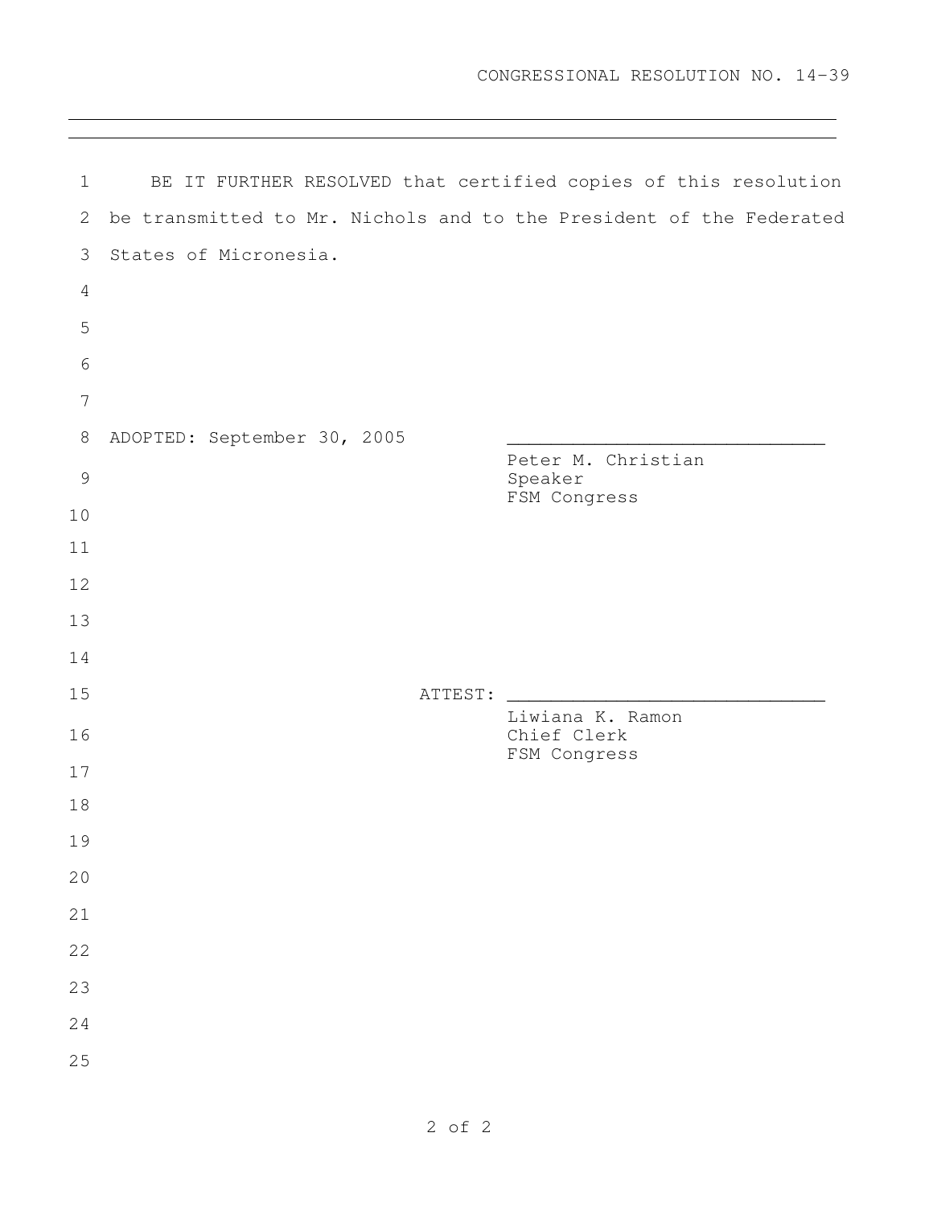BE IT FURTHER RESOLVED that certified copies of this resolution be transmitted to Mr. Nichols and to the President of the Federated States of Micronesia.

ADOPTED: September 30, 2005

\_\_\_\_\_\_\_\_\_\_\_\_\_\_\_\_\_\_\_\_\_\_\_\_\_\_\_\_\_\_
Peter M. Christian
Speaker
FSM Congress

ATTEST: \_\_\_\_\_\_\_\_\_\_\_\_\_\_\_\_\_\_\_\_\_\_\_\_\_\_\_\_\_\_
Liwiana K. Ramon
Chief Clerk
FSM Congress